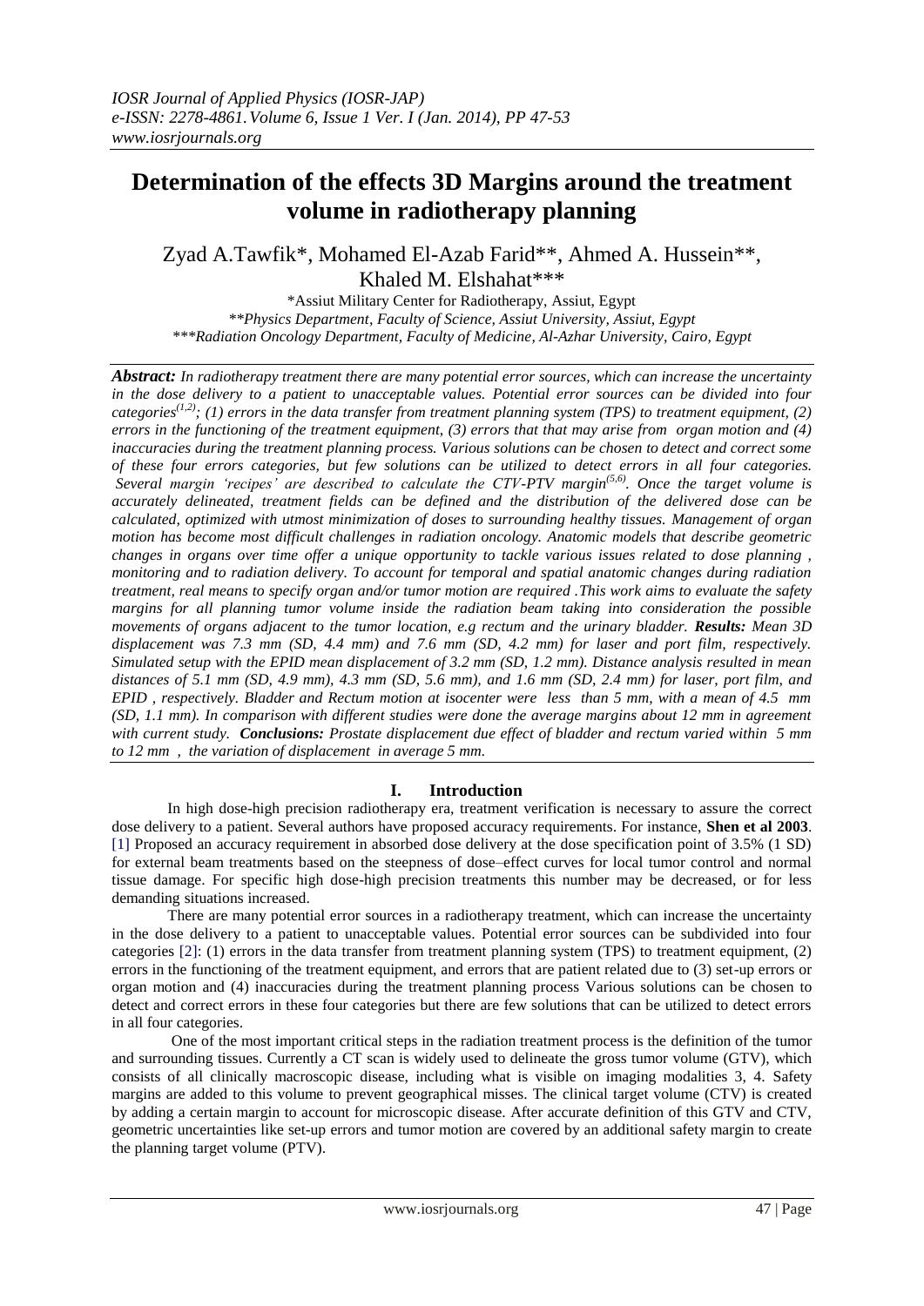# Determination of the effects 3D Margins around the treatment volume in radiotherapy planning

Zyad A.Tawfik*, Mohamed El-Azab Farid**, Ahmed A. Hussein**, Khaled M. Elshahat***

*Assiut Military Center for Radiotherapy, Assiut, Egypt

**Physics Department, Faculty of Science, Assiut University, Assiut, Egypt

***Radiation Oncology Department, Faculty of Medicine, Al-Azhar University, Cairo, Egypt

***Abstract:*** *In radiotherapy treatment there are many potential error sources, which can increase the uncertainty in the dose delivery to a patient to unacceptable values. Potential error sources can be divided into four categories*[1,2]*; (1) errors in the data transfer from treatment planning system (TPS) to treatment equipment, (2) errors in the functioning of the treatment equipment, (3) errors that that may arise from organ motion and (4) inaccuracies during the treatment planning process. Various solutions can be chosen to detect and correct some of these four errors categories, but few solutions can be utilized to detect errors in all four categories. Several margin 'recipes' are described to calculate the CTV-PTV margin*[5,6]*. Once the target volume is accurately delineated, treatment fields can be defined and the distribution of the delivered dose can be calculated, optimized with utmost minimization of doses to surrounding healthy tissues. Management of organ motion has become most difficult challenges in radiation oncology. Anatomic models that describe geometric changes in organs over time offer a unique opportunity to tackle various issues related to dose planning , monitoring and to radiation delivery. To account for temporal and spatial anatomic changes during radiation treatment, real means to specify organ and/or tumor motion are required .This work aims to evaluate the safety margins for all planning tumor volume inside the radiation beam taking into consideration the possible movements of organs adjacent to the tumor location, e.g rectum and the urinary bladder.* ***Results:*** *Mean 3D displacement was 7.3 mm (SD, 4.4 mm) and 7.6 mm (SD, 4.2 mm) for laser and port film, respectively. Simulated setup with the EPID mean displacement of 3.2 mm (SD, 1.2 mm). Distance analysis resulted in mean distances of 5.1 mm (SD, 4.9 mm), 4.3 mm (SD, 5.6 mm), and 1.6 mm (SD, 2.4 mm) for laser, port film, and EPID , respectively. Bladder and Rectum motion at isocenter were less than 5 mm, with a mean of 4.5 mm (SD, 1.1 mm). In comparison with different studies were done the average margins about 12 mm in agreement with current study.* ***Conclusions:*** *Prostate displacement due effect of bladder and rectum varied within 5 mm to 12 mm , the variation of displacement in average 5 mm.*

## I. Introduction

In high dose-high precision radiotherapy era, treatment verification is necessary to assure the correct dose delivery to a patient. Several authors have proposed accuracy requirements. For instance, **Shen et al 2003**. [1] Proposed an accuracy requirement in absorbed dose delivery at the dose specification point of 3.5% (1 SD) for external beam treatments based on the steepness of dose–effect curves for local tumor control and normal tissue damage. For specific high dose-high precision treatments this number may be decreased, or for less demanding situations increased.

There are many potential error sources in a radiotherapy treatment, which can increase the uncertainty in the dose delivery to a patient to unacceptable values. Potential error sources can be subdivided into four categories [2]: (1) errors in the data transfer from treatment planning system (TPS) to treatment equipment, (2) errors in the functioning of the treatment equipment, and errors that are patient related due to (3) set-up errors or organ motion and (4) inaccuracies during the treatment planning process Various solutions can be chosen to detect and correct errors in these four categories but there are few solutions that can be utilized to detect errors in all four categories.

One of the most important critical steps in the radiation treatment process is the definition of the tumor and surrounding tissues. Currently a CT scan is widely used to delineate the gross tumor volume (GTV), which consists of all clinically macroscopic disease, including what is visible on imaging modalities 3, 4. Safety margins are added to this volume to prevent geographical misses. The clinical target volume (CTV) is created by adding a certain margin to account for microscopic disease. After accurate definition of this GTV and CTV, geometric uncertainties like set-up errors and tumor motion are covered by an additional safety margin to create the planning target volume (PTV).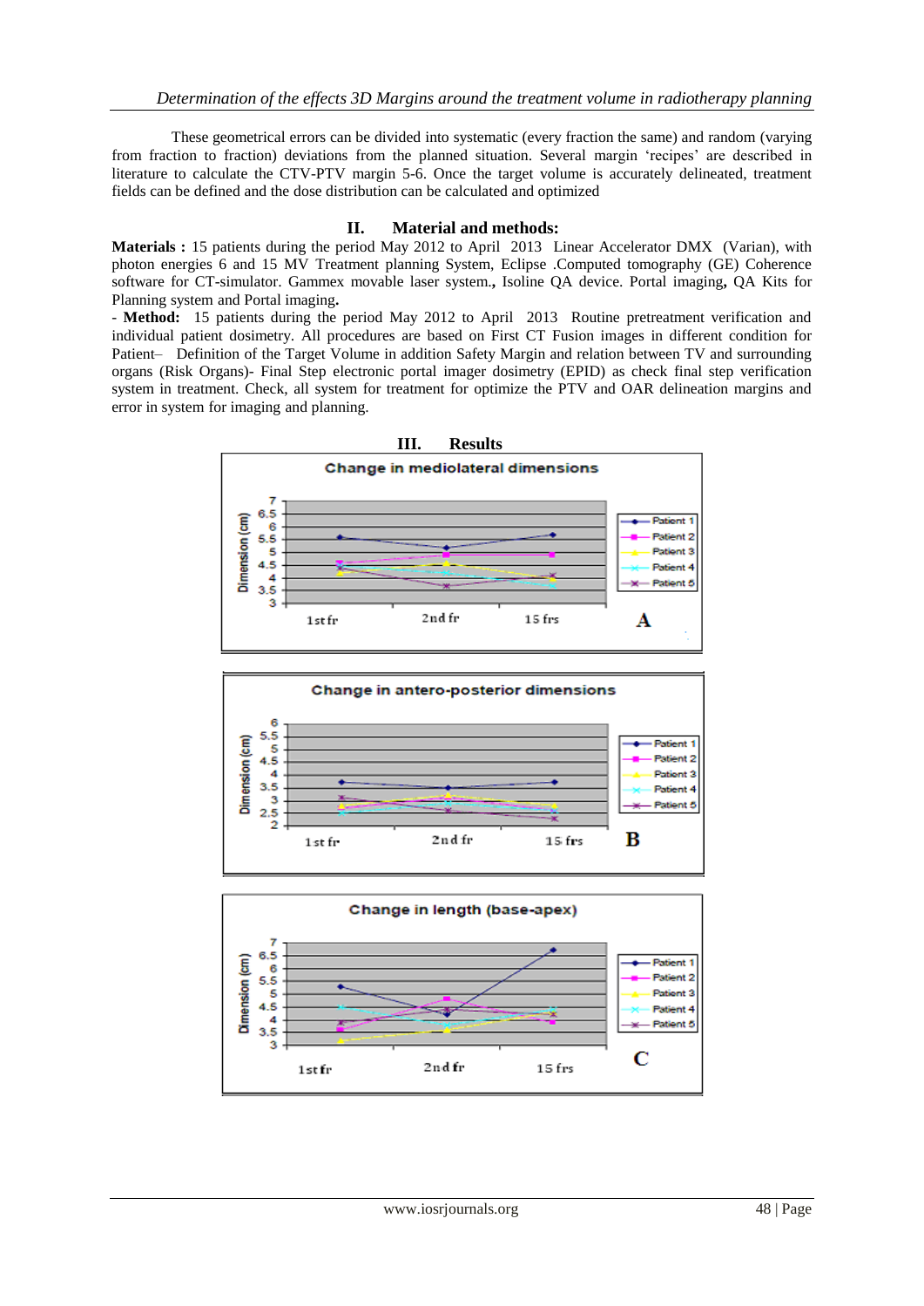These geometrical errors can be divided into systematic (every fraction the same) and random (varying from fraction to fraction) deviations from the planned situation. Several margin 'recipes' are described in literature to calculate the CTV-PTV margin 5-6. Once the target volume is accurately delineated, treatment fields can be defined and the dose distribution can be calculated and optimized

## II. Material and methods:

**Materials :** 15 patients during the period May 2012 to April 2013 Linear Accelerator DMX (Varian), with photon energies 6 and 15 MV Treatment planning System, Eclipse .Computed tomography (GE) Coherence software for CT-simulator. Gammex movable laser system**.,** Isoline QA device. Portal imaging**,** QA Kits for Planning system and Portal imaging**.**

- **Method:** 15 patients during the period May 2012 to April 2013 Routine pretreatment verification and individual patient dosimetry. All procedures are based on First CT Fusion images in different condition for Patient– Definition of the Target Volume in addition Safety Margin and relation between TV and surrounding organs (Risk Organs)- Final Step electronic portal imager dosimetry (EPID) as check final step verification system in treatment. Check, all system for treatment for optimize the PTV and OAR delineation margins and error in system for imaging and planning.

## III. Results

**Change in mediolateral dimensions**

Dimension (cm) vs. 1st fr, 2nd fr, 15 frs — Patient 1, Patient 2, Patient 3, Patient 4, Patient 5

**A**

**Change in antero-posterior dimensions**

Dimension (cm) vs. 1st fr, 2nd fr, 15 frs — Patient 1, Patient 2, Patient 3, Patient 4, Patient 5

**B**

**Change in length (base-apex)**

Dimension (cm) vs. 1st fr, 2nd fr, 15 frs — Patient 1, Patient 2, Patient 3, Patient 4, Patient 5

**C**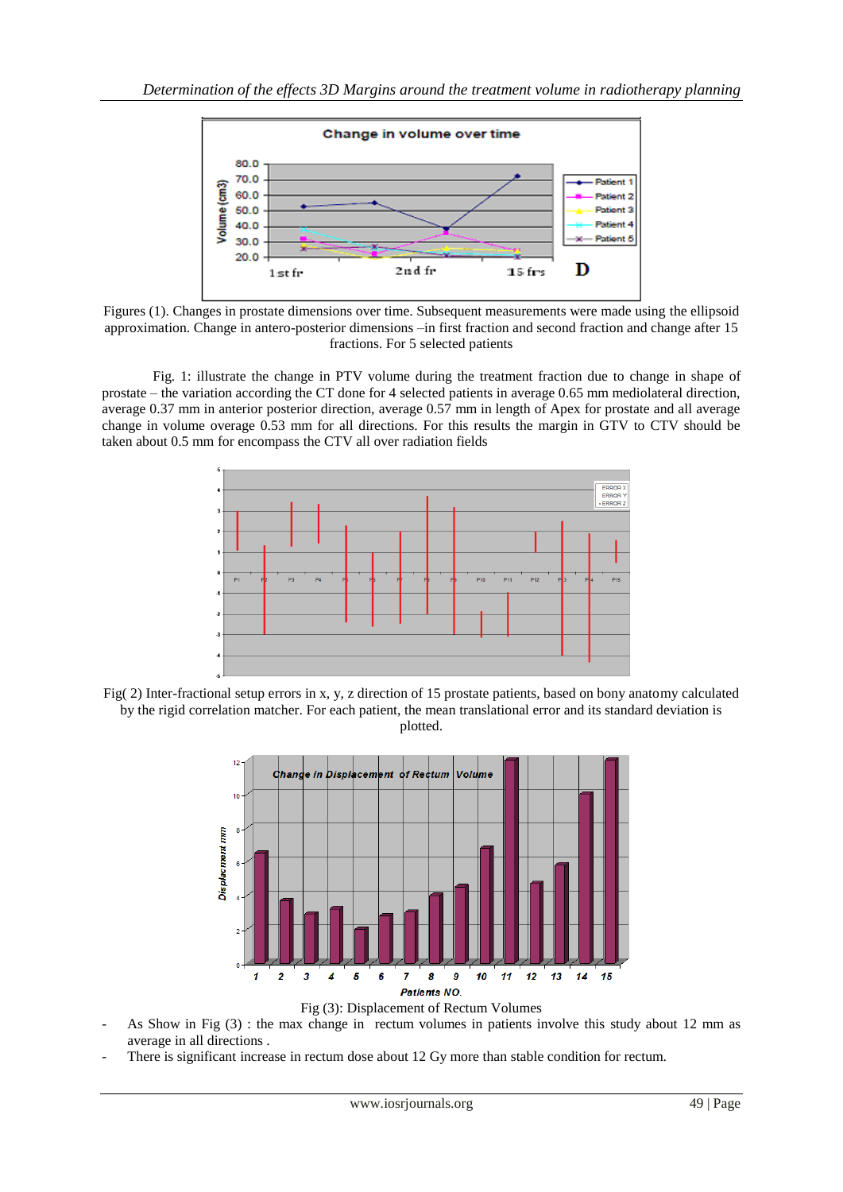Figures (1). Changes in prostate dimensions over time. Subsequent measurements were made using the ellipsoid approximation. Change in antero-posterior dimensions –in first fraction and second fraction and change after 15 fractions. For 5 selected patients

Fig. 1: illustrate the change in PTV volume during the treatment fraction due to change in shape of prostate – the variation according the CT done for 4 selected patients in average 0.65 mm mediolateral direction, average 0.37 mm in anterior posterior direction, average 0.57 mm in length of Apex for prostate and all average change in volume average 0.53 mm for all directions. For this results the margin in GTV to CTV should be taken about 0.5 mm for encompass the CTV all over radiation fields

Fig( 2) Inter-fractional setup errors in x, y, z direction of 15 prostate patients, based on bony anatomy calculated by the rigid correlation matcher. For each patient, the mean translational error and its standard deviation is plotted.

Fig (3): Displacement of Rectum Volumes

- As Show in Fig (3) : the max change in rectum volumes in patients involve this study about 12 mm as average in all directions .
- There is significant increase in rectum dose about 12 Gy more than stable condition for rectum.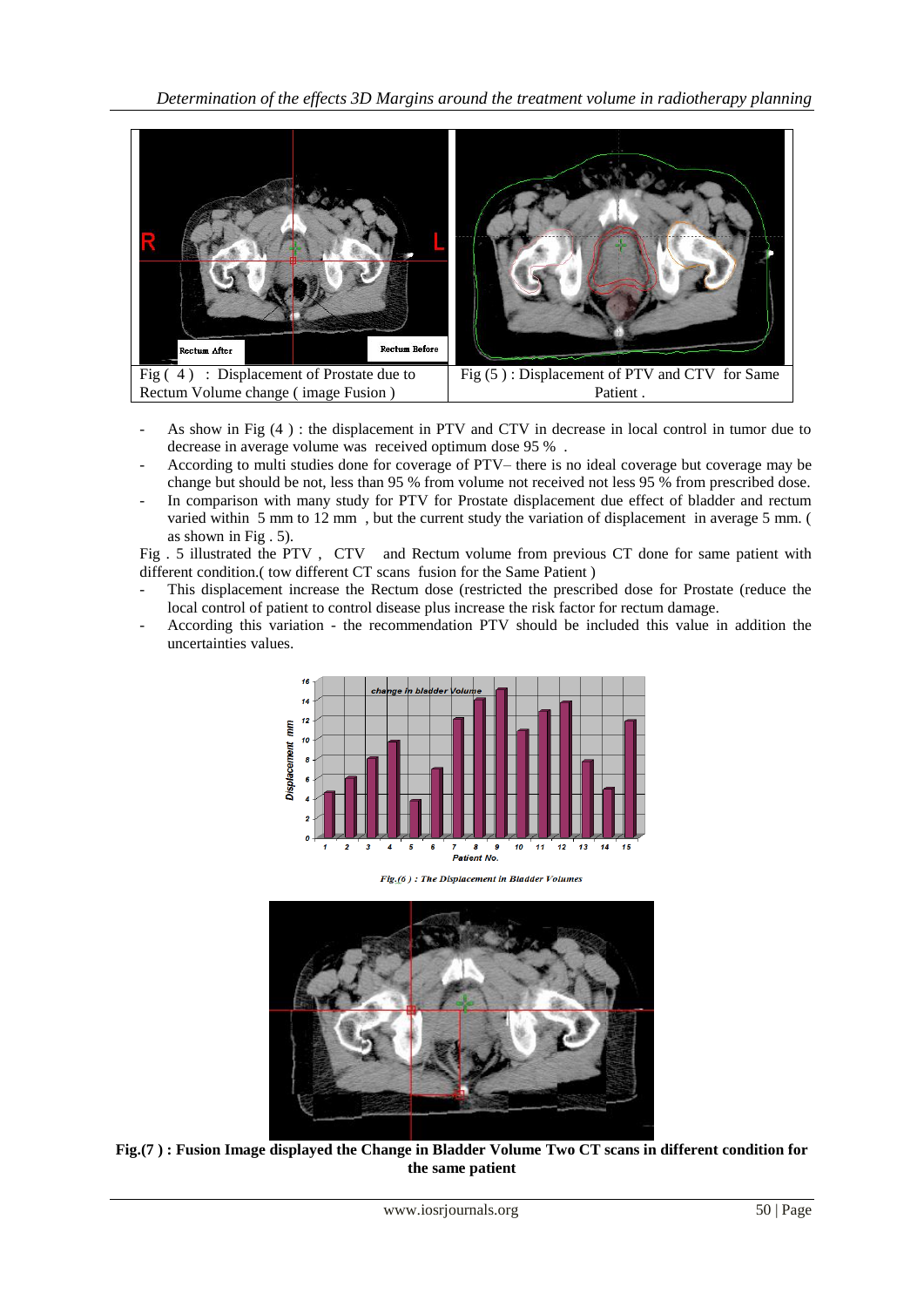| Fig ( 4 ) : Displacement of Prostate due to Rectum Volume change ( image Fusion ) | Fig (5 ) : Displacement of PTV and CTV for Same Patient . |
|---|---|

- As show in Fig (4 ) : the displacement in PTV and CTV in decrease in local control in tumor due to decrease in average volume was received optimum dose 95 % .
- According to multi studies done for coverage of PTV– there is no ideal coverage but coverage may be change but should be not, less than 95 % from volume not received not less 95 % from prescribed dose.
- In comparison with many study for PTV for Prostate displacement due effect of bladder and rectum varied within 5 mm to 12 mm , but the current study the variation of displacement in average 5 mm. ( as shown in Fig . 5).

Fig . 5 illustrated the PTV , CTV and Rectum volume from previous CT done for same patient with different condition.( tow different CT scans fusion for the Same Patient )

- This displacement increase the Rectum dose (restricted the prescribed dose for Prostate (reduce the local control of patient to control disease plus increase the risk factor for rectum damage.
- According this variation - the recommendation PTV should be included this value in addition the uncertainties values.

*Fig.(6 ) : The Displacement in Bladder Volumes*

**Fig.(7 ) : Fusion Image displayed the Change in Bladder Volume Two CT scans in different condition for the same patient**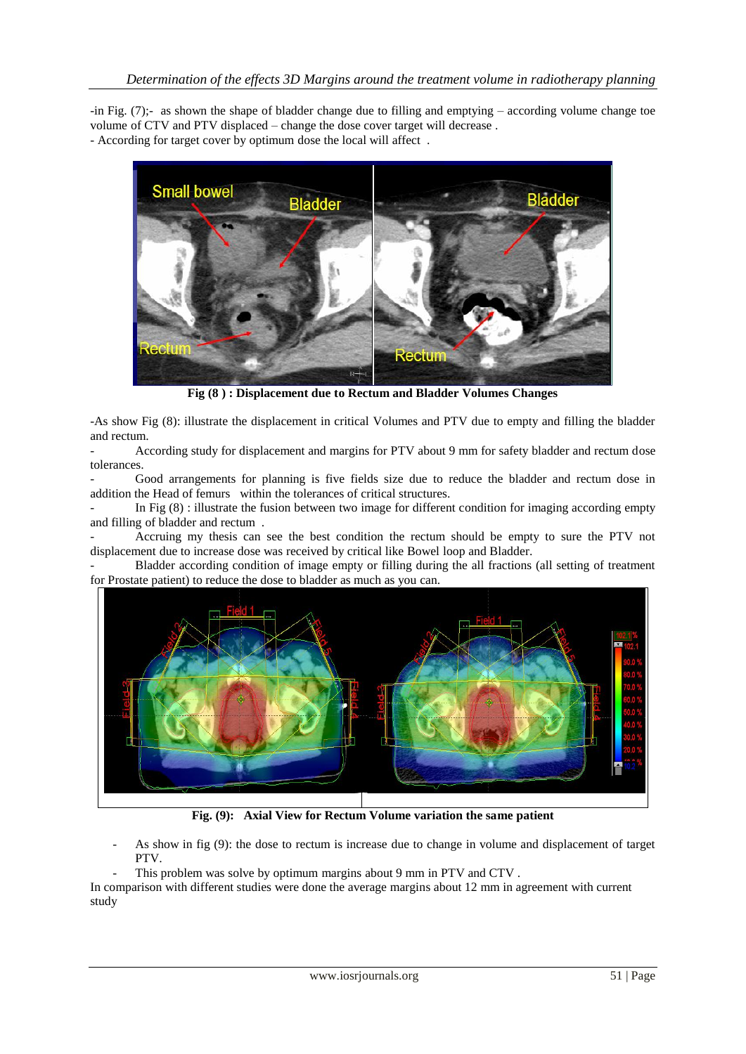-in Fig. (7);- as shown the shape of bladder change due to filling and emptying – according volume change toe volume of CTV and PTV displaced – change the dose cover target will decrease .
- According for target cover by optimum dose the local will affect .

**Fig (8 ) : Displacement due to Rectum and Bladder Volumes Changes**

-As show Fig (8): illustrate the displacement in critical Volumes and PTV due to empty and filling the bladder and rectum.

- According study for displacement and margins for PTV about 9 mm for safety bladder and rectum dose tolerances.
- Good arrangements for planning is five fields size due to reduce the bladder and rectum dose in addition the Head of femurs within the tolerances of critical structures.
- In Fig (8) : illustrate the fusion between two image for different condition for imaging according empty and filling of bladder and rectum .
- Accruing my thesis can see the best condition the rectum should be empty to sure the PTV not displacement due to increase dose was received by critical like Bowel loop and Bladder.
- Bladder according condition of image empty or filling during the all fractions (all setting of treatment for Prostate patient) to reduce the dose to bladder as much as you can.

**Fig. (9): Axial View for Rectum Volume variation the same patient**

- As show in fig (9): the dose to rectum is increase due to change in volume and displacement of target PTV.
- This problem was solve by optimum margins about 9 mm in PTV and CTV .

In comparison with different studies were done the average margins about 12 mm in agreement with current study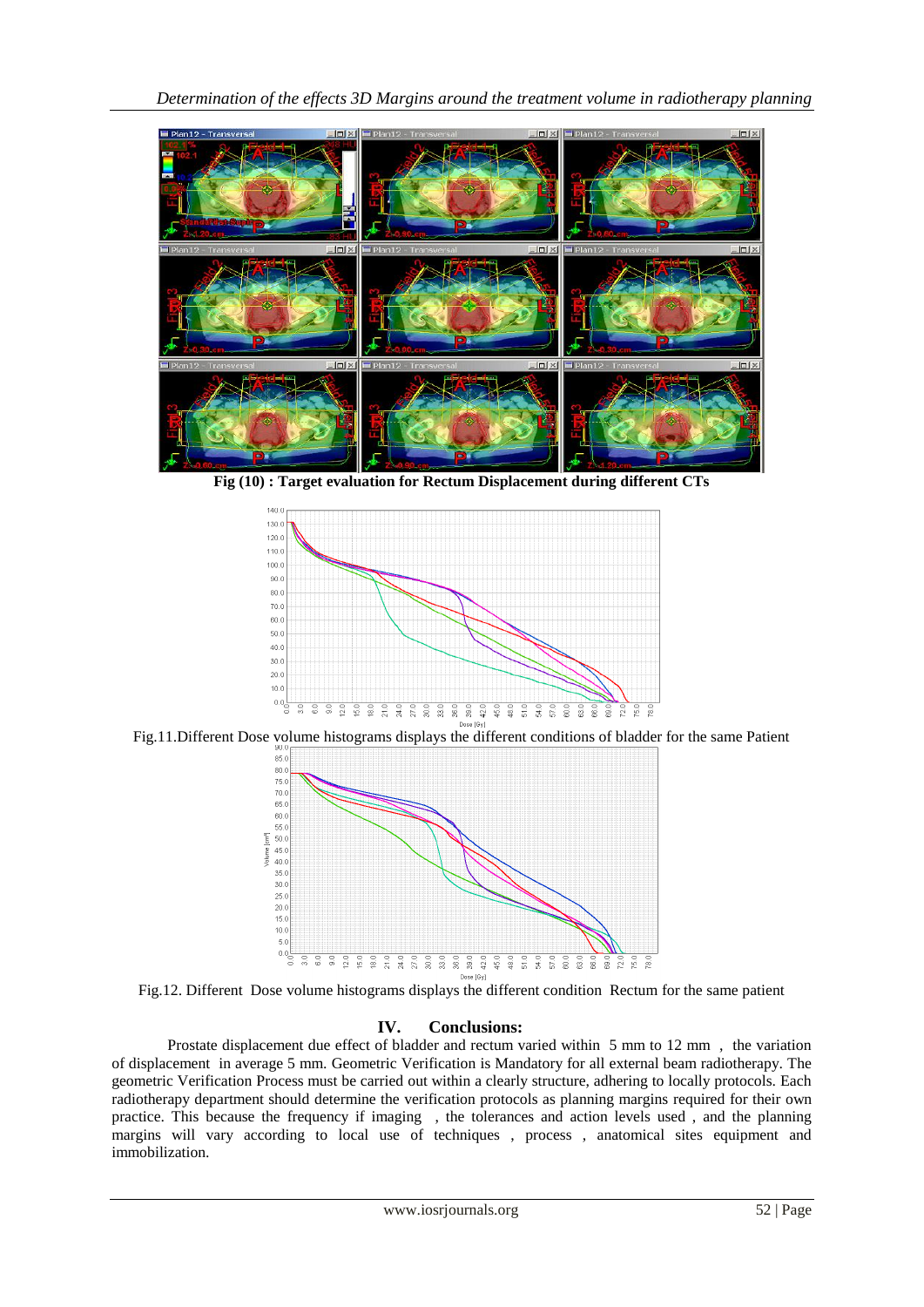Fig (10) : Target evaluation for Rectum Displacement during different CTs

Fig.11.Different Dose volume histograms displays the different conditions of bladder for the same Patient

Fig.12. Different Dose volume histograms displays the different condition Rectum for the same patient

## IV. Conclusions:

Prostate displacement due effect of bladder and rectum varied within 5 mm to 12 mm , the variation of displacement in average 5 mm. Geometric Verification is Mandatory for all external beam radiotherapy. The geometric Verification Process must be carried out within a clearly structure, adhering to locally protocols. Each radiotherapy department should determine the verification protocols as planning margins required for their own practice. This because the frequency if imaging , the tolerances and action levels used , and the planning margins will vary according to local use of techniques , process , anatomical sites equipment and immobilization.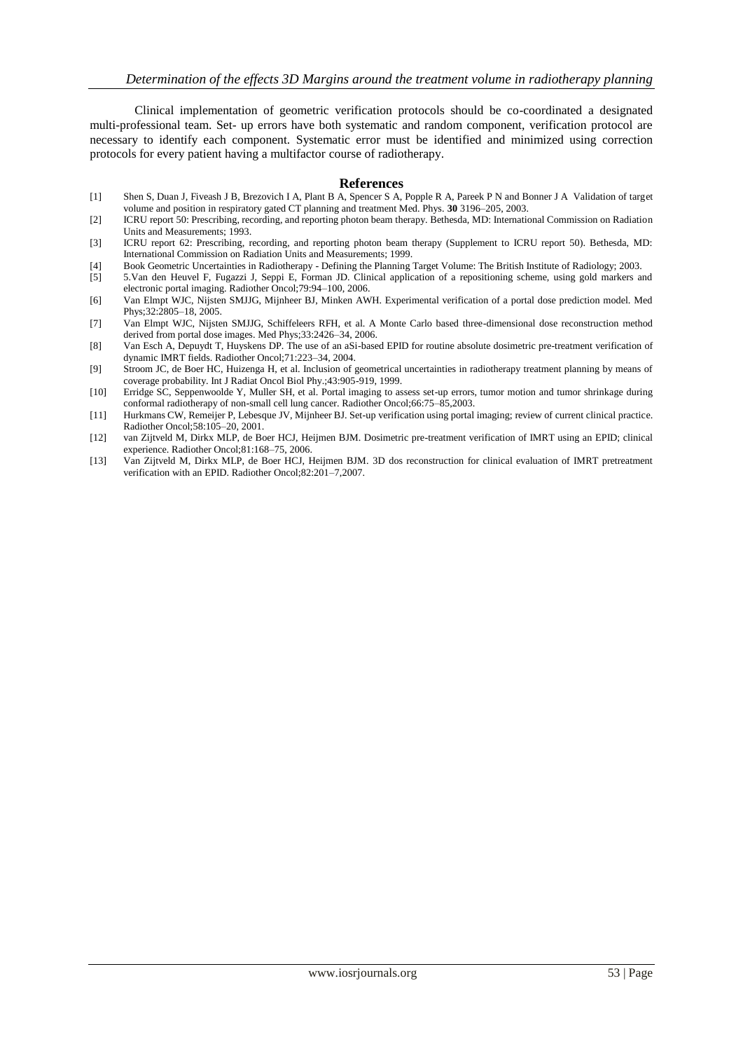Clinical implementation of geometric verification protocols should be co-coordinated a designated multi-professional team. Set- up errors have both systematic and random component, verification protocol are necessary to identify each component. Systematic error must be identified and minimized using correction protocols for every patient having a multifactor course of radiotherapy.

## References

[1] Shen S, Duan J, Fiveash J B, Brezovich I A, Plant B A, Spencer S A, Popple R A, Pareek P N and Bonner J A Validation of target volume and position in respiratory gated CT planning and treatment Med. Phys. **30** 3196–205, 2003.

[2] ICRU report 50: Prescribing, recording, and reporting photon beam therapy. Bethesda, MD: International Commission on Radiation Units and Measurements; 1993.

[3] ICRU report 62: Prescribing, recording, and reporting photon beam therapy (Supplement to ICRU report 50). Bethesda, MD: International Commission on Radiation Units and Measurements; 1999.

[4] Book Geometric Uncertainties in Radiotherapy - Defining the Planning Target Volume: The British Institute of Radiology; 2003.

[5] 5.Van den Heuvel F, Fugazzi J, Seppi E, Forman JD. Clinical application of a repositioning scheme, using gold markers and electronic portal imaging. Radiother Oncol;79:94–100, 2006.

[6] Van Elmpt WJC, Nijsten SMJJG, Mijnheer BJ, Minken AWH. Experimental verification of a portal dose prediction model. Med Phys;32:2805–18, 2005.

[7] Van Elmpt WJC, Nijsten SMJJG, Schiffeleers RFH, et al. A Monte Carlo based three-dimensional dose reconstruction method derived from portal dose images. Med Phys;33:2426–34, 2006.

[8] Van Esch A, Depuydt T, Huyskens DP. The use of an aSi-based EPID for routine absolute dosimetric pre-treatment verification of dynamic IMRT fields. Radiother Oncol;71:223–34, 2004.

[9] Stroom JC, de Boer HC, Huizenga H, et al. Inclusion of geometrical uncertainties in radiotherapy treatment planning by means of coverage probability. Int J Radiat Oncol Biol Phy.;43:905-919, 1999.

[10] Erridge SC, Seppenwoolde Y, Muller SH, et al. Portal imaging to assess set-up errors, tumor motion and tumor shrinkage during conformal radiotherapy of non-small cell lung cancer. Radiother Oncol;66:75–85,2003.

[11] Hurkmans CW, Remeijer P, Lebesque JV, Mijnheer BJ. Set-up verification using portal imaging; review of current clinical practice. Radiother Oncol;58:105–20, 2001.

[12] van Zijtveld M, Dirkx MLP, de Boer HCJ, Heijmen BJM. Dosimetric pre-treatment verification of IMRT using an EPID; clinical experience. Radiother Oncol;81:168–75, 2006.

[13] Van Zijtveld M, Dirkx MLP, de Boer HCJ, Heijmen BJM. 3D dos reconstruction for clinical evaluation of IMRT pretreatment verification with an EPID. Radiother Oncol;82:201–7,2007.